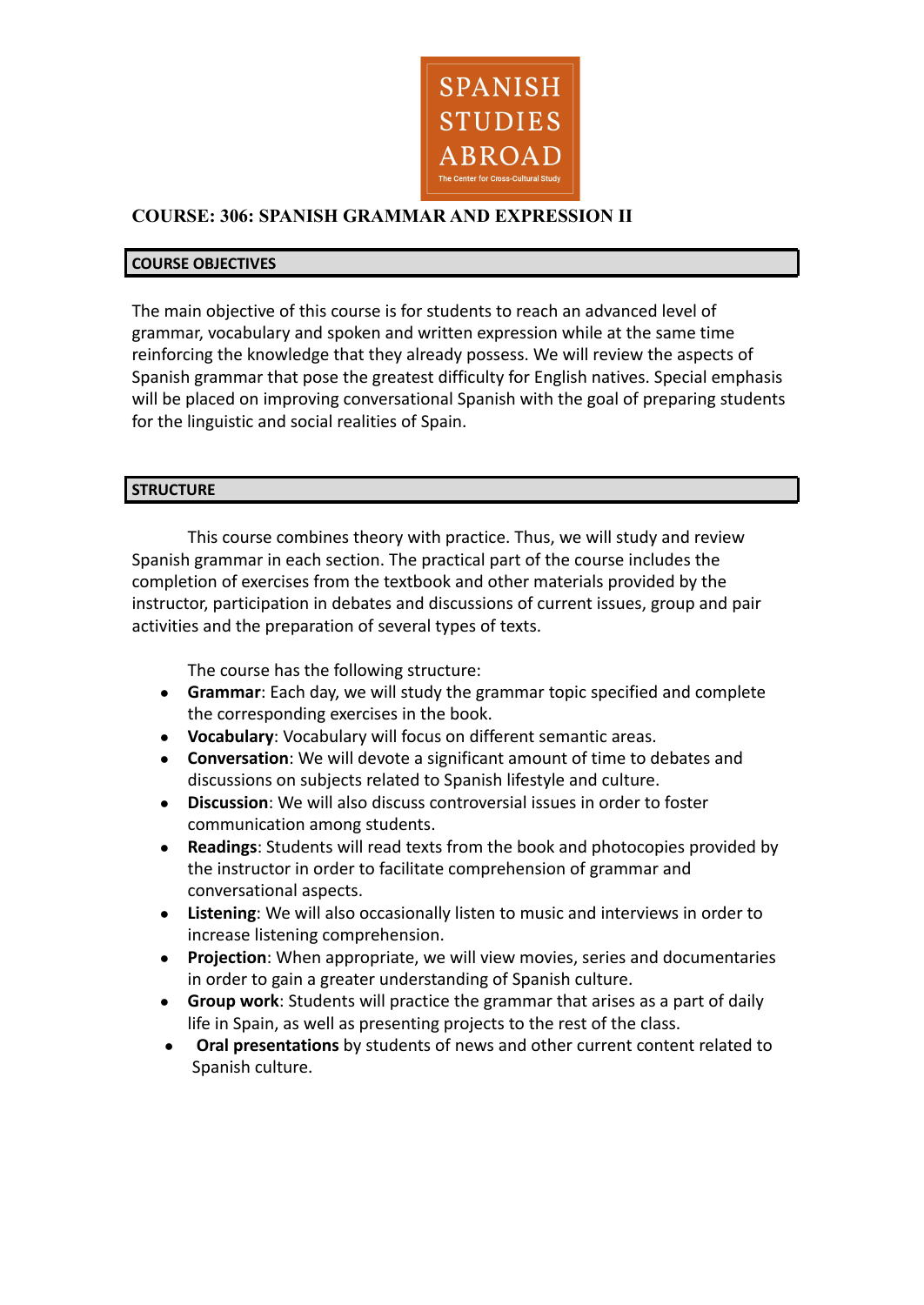SPANISH STUDIES ABROAD

The Center for Cross-Cultural Study

# COURSE: 306: SPANISH GRAMMAR AND EXPRESSION II

## COURSE OBJECTIVES

The main objective of this course is for students to reach an advanced level of grammar, vocabulary and spoken and written expression while at the same time reinforcing the knowledge that they already possess. We will review the aspects of Spanish grammar that pose the greatest difficulty for English natives. Special emphasis will be placed on improving conversational Spanish with the goal of preparing students for the linguistic and social realities of Spain.

## STRUCTURE

This course combines theory with practice. Thus, we will study and review Spanish grammar in each section. The practical part of the course includes the completion of exercises from the textbook and other materials provided by the instructor, participation in debates and discussions of current issues, group and pair activities and the preparation of several types of texts.

The course has the following structure:

- **Grammar**: Each day, we will study the grammar topic specified and complete the corresponding exercises in the book.
- **Vocabulary**: Vocabulary will focus on different semantic areas.
- **Conversation**: We will devote a significant amount of time to debates and discussions on subjects related to Spanish lifestyle and culture.
- **Discussion**: We will also discuss controversial issues in order to foster communication among students.
- **Readings**: Students will read texts from the book and photocopies provided by the instructor in order to facilitate comprehension of grammar and conversational aspects.
- **Listening**: We will also occasionally listen to music and interviews in order to increase listening comprehension.
- **Projection**: When appropriate, we will view movies, series and documentaries in order to gain a greater understanding of Spanish culture.
- **Group work**: Students will practice the grammar that arises as a part of daily life in Spain, as well as presenting projects to the rest of the class.
- **Oral presentations** by students of news and other current content related to Spanish culture.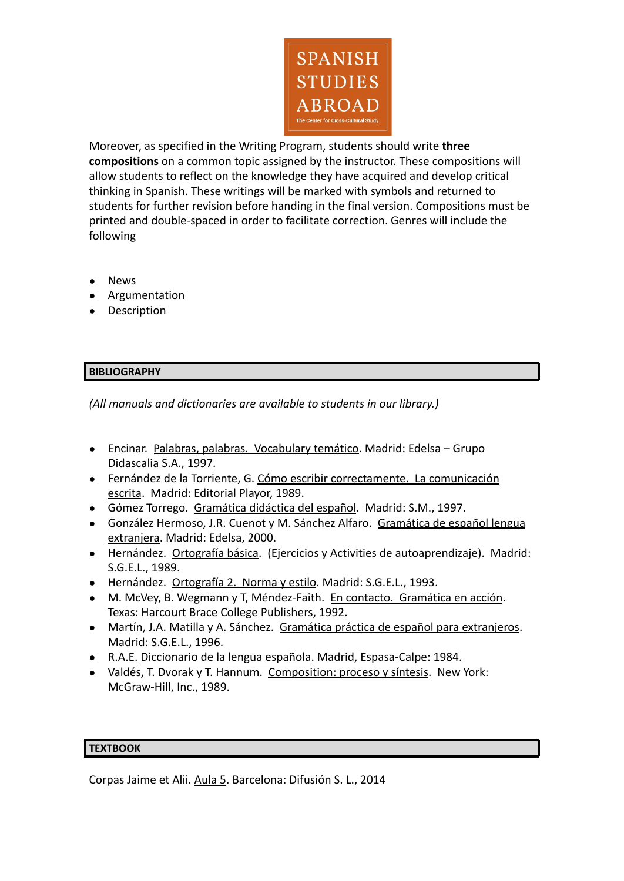Moreover, as specified in the Writing Program, students should write **three compositions** on a common topic assigned by the instructor. These compositions will allow students to reflect on the knowledge they have acquired and develop critical thinking in Spanish. These writings will be marked with symbols and returned to students for further revision before handing in the final version. Compositions must be printed and double-spaced in order to facilitate correction. Genres will include the following

- News
- Argumentation
- Description

## BIBLIOGRAPHY

*(All manuals and dictionaries are available to students in our library.)*

- Encinar. Palabras, palabras. Vocabulary temático. Madrid: Edelsa – Grupo Didascalia S.A., 1997.
- Fernández de la Torriente, G. Cómo escribir correctamente. La comunicación escrita. Madrid: Editorial Playor, 1989.
- Gómez Torrego. Gramática didáctica del español. Madrid: S.M., 1997.
- González Hermoso, J.R. Cuenot y M. Sánchez Alfaro. Gramática de español lengua extranjera. Madrid: Edelsa, 2000.
- Hernández. Ortografía básica. (Ejercicios y Activities de autoaprendizaje). Madrid: S.G.E.L., 1989.
- Hernández. Ortografía 2. Norma y estilo. Madrid: S.G.E.L., 1993.
- M. McVey, B. Wegmann y T, Méndez-Faith. En contacto. Gramática en acción. Texas: Harcourt Brace College Publishers, 1992.
- Martín, J.A. Matilla y A. Sánchez. Gramática práctica de español para extranjeros. Madrid: S.G.E.L., 1996.
- R.A.E. Diccionario de la lengua española. Madrid, Espasa-Calpe: 1984.
- Valdés, T. Dvorak y T. Hannum. Composition: proceso y síntesis. New York: McGraw-Hill, Inc., 1989.

## TEXTBOOK

Corpas Jaime et Alii. Aula 5. Barcelona: Difusión S. L., 2014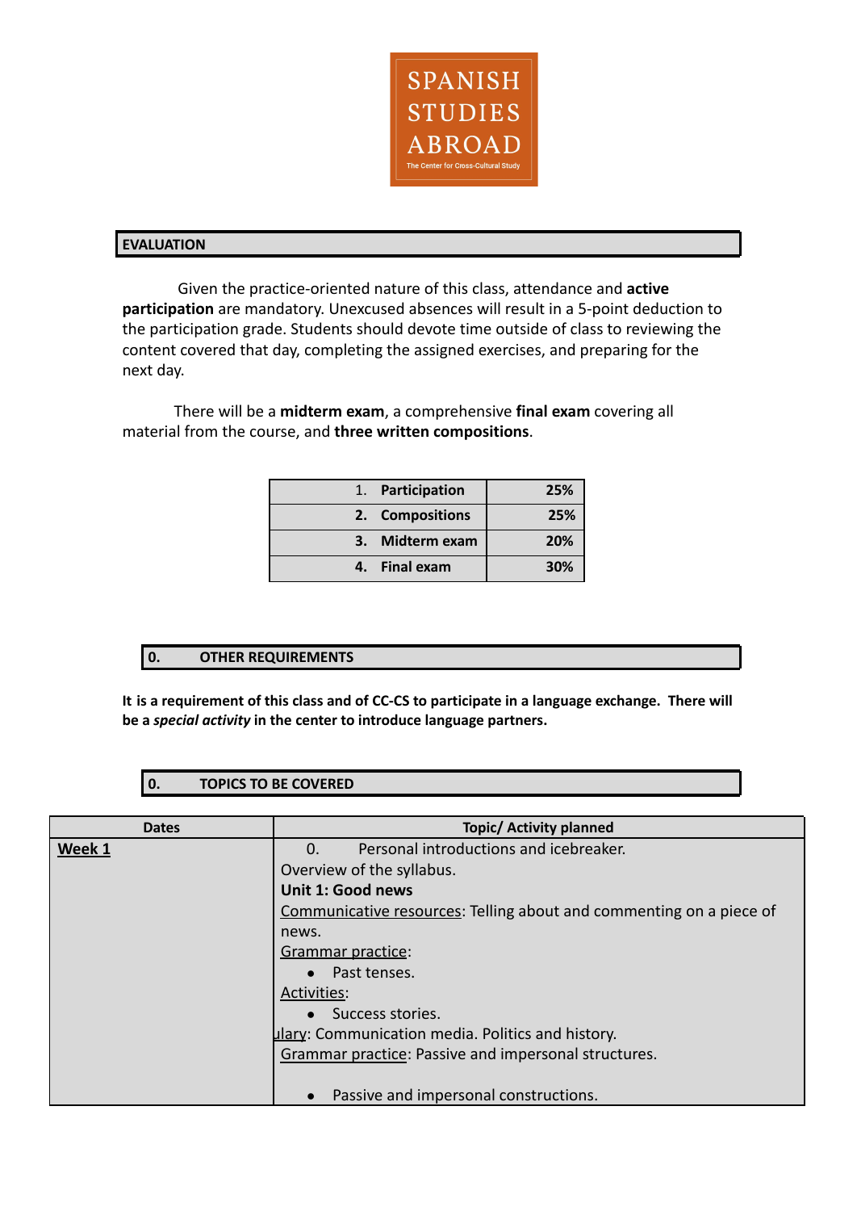SPANISH STUDIES ABROAD

The Center for Cross-Cultural Study

## EVALUATION

Given the practice-oriented nature of this class, attendance and **active participation** are mandatory. Unexcused absences will result in a 5-point deduction to the participation grade. Students should devote time outside of class to reviewing the content covered that day, completing the assigned exercises, and preparing for the next day.

There will be a **midterm exam**, a comprehensive **final exam** covering all material from the course, and **three written compositions**.

| | |
|---|---|
| 1. **Participation** | **25%** |
| 2. **Compositions** | **25%** |
| 3. **Midterm exam** | **20%** |
| 4. **Final exam** | **30%** |

## 0. OTHER REQUIREMENTS

**It is a requirement of this class and of CC-CS to participate in a language exchange. There will be a *special activity* in the center to introduce language partners.**

## 0. TOPICS TO BE COVERED

| Dates | Topic/ Activity planned |
|---|---|
| **Week 1** | 0. Personal introductions and icebreaker.<br>Overview of the syllabus.<br>**Unit 1: Good news**<br>Communicative resources: Telling about and commenting on a piece of news.<br>Grammar practice:<br>• Past tenses.<br>Activities:<br>• Success stories.<br>ulary: Communication media. Politics and history.<br>Grammar practice: Passive and impersonal structures.<br><br>• Passive and impersonal constructions. |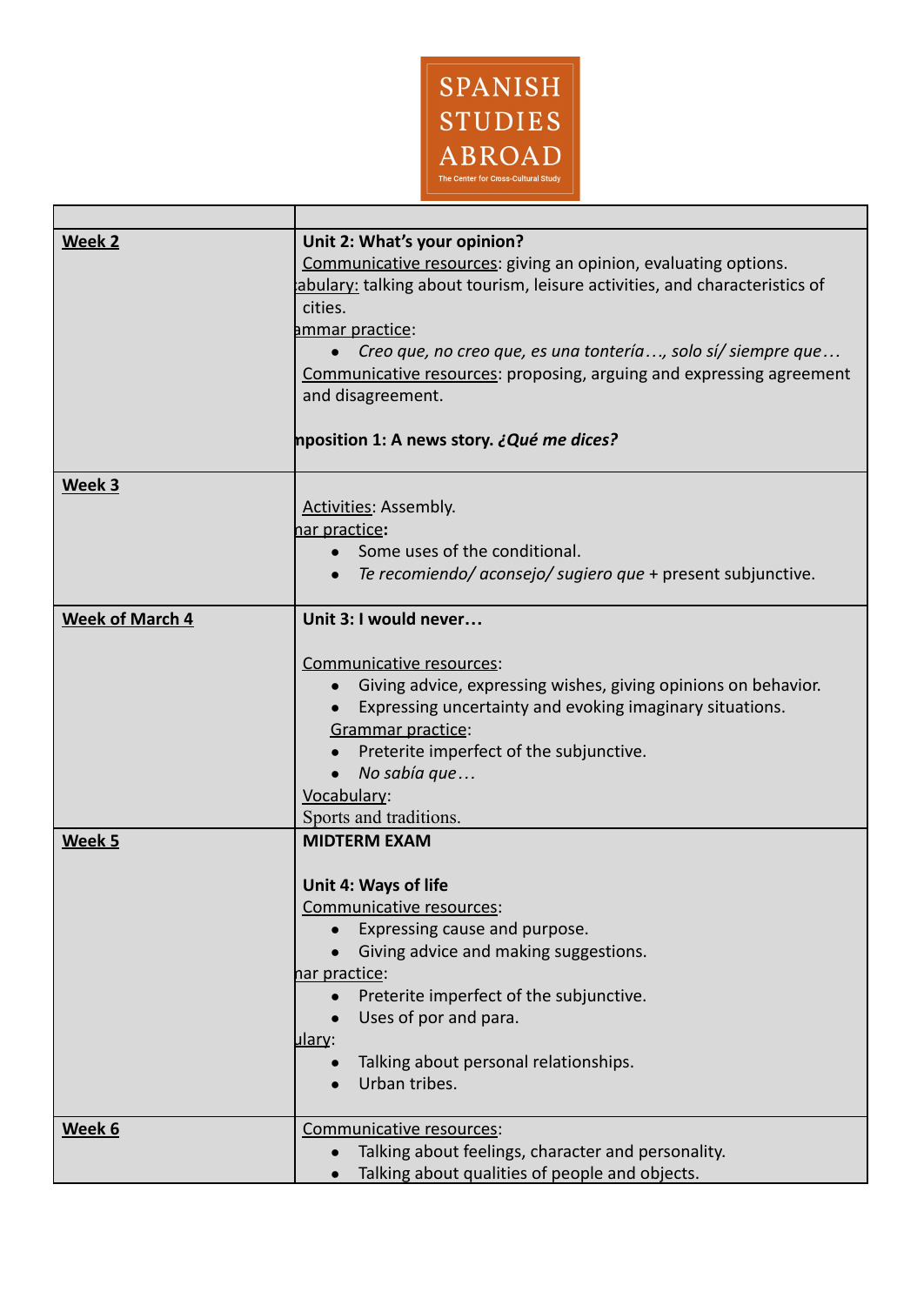SPANISH STUDIES ABROAD
The Center for Cross-Cultural Study

| | |
|---|---|
| **Week 2** | **Unit 2: What's your opinion?**<br>Communicative resources: giving an opinion, evaluating options.<br>abulary: talking about tourism, leisure activities, and characteristics of cities.<br>ammar practice:<br>• *Creo que, no creo que, es una tontería…, solo sí/ siempre que…*<br>Communicative resources: proposing, arguing and expressing agreement and disagreement.<br><br>**nposition 1: A news story. *¿Qué me dices?*** |
| **Week 3** | Activities: Assembly.<br>nar practice:<br>• Some uses of the conditional.<br>• *Te recomiendo/ aconsejo/ sugiero que* + present subjunctive. |
| **Week of March 4** | **Unit 3: I would never…**<br><br>Communicative resources:<br>• Giving advice, expressing wishes, giving opinions on behavior.<br>• Expressing uncertainty and evoking imaginary situations.<br>Grammar practice:<br>• Preterite imperfect of the subjunctive.<br>• *No sabía que…*<br>Vocabulary:<br>Sports and traditions. |
| **Week 5** | **MIDTERM EXAM**<br><br>**Unit 4: Ways of life**<br>Communicative resources:<br>• Expressing cause and purpose.<br>• Giving advice and making suggestions.<br>nar practice:<br>• Preterite imperfect of the subjunctive.<br>• Uses of por and para.<br>ulary:<br>• Talking about personal relationships.<br>• Urban tribes. |
| **Week 6** | Communicative resources:<br>• Talking about feelings, character and personality.<br>• Talking about qualities of people and objects. |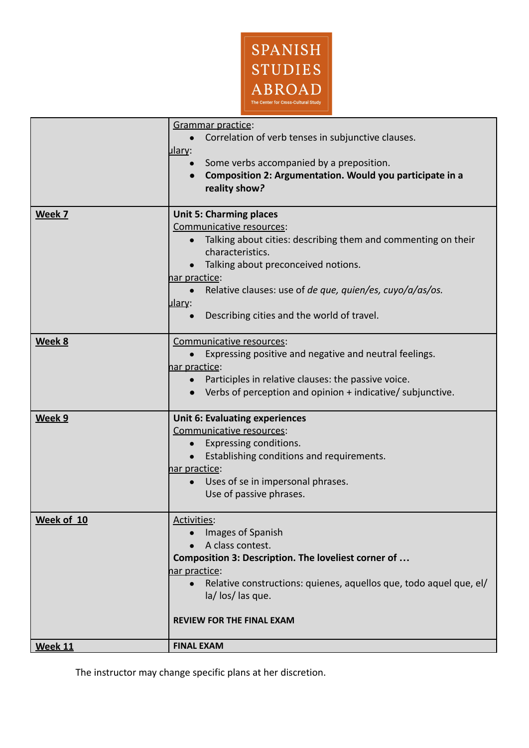SPANISH STUDIES ABROAD

The Center for Cross-Cultural Study

| | |
|---|---|
| | Grammar practice:<br>• Correlation of verb tenses in subjunctive clauses.<br>ulary:<br>• Some verbs accompanied by a preposition.<br>• **Composition 2: Argumentation. Would you participate in a reality show?** |
| **Week 7** | **Unit 5: Charming places**<br>Communicative resources:<br>• Talking about cities: describing them and commenting on their characteristics.<br>• Talking about preconceived notions.<br>nar practice:<br>• Relative clauses: use of *de que, quien/es, cuyo/a/as/os.*<br>ulary:<br>• Describing cities and the world of travel. |
| **Week 8** | Communicative resources:<br>• Expressing positive and negative and neutral feelings.<br>nar practice:<br>• Participles in relative clauses: the passive voice.<br>• Verbs of perception and opinion + indicative/ subjunctive. |
| **Week 9** | **Unit 6: Evaluating experiences**<br>Communicative resources:<br>• Expressing conditions.<br>• Establishing conditions and requirements.<br>nar practice:<br>• Uses of se in impersonal phrases.<br>Use of passive phrases. |
| **Week of 10** | Activities:<br>• Images of Spanish<br>• A class contest.<br>**Composition 3: Description. The loveliest corner of …**<br>nar practice:<br>• Relative constructions: quienes, aquellos que, todo aquel que, el/ la/ los/ las que.<br><br>**REVIEW FOR THE FINAL EXAM** |
| **Week 11** | **FINAL EXAM** |

The instructor may change specific plans at her discretion.